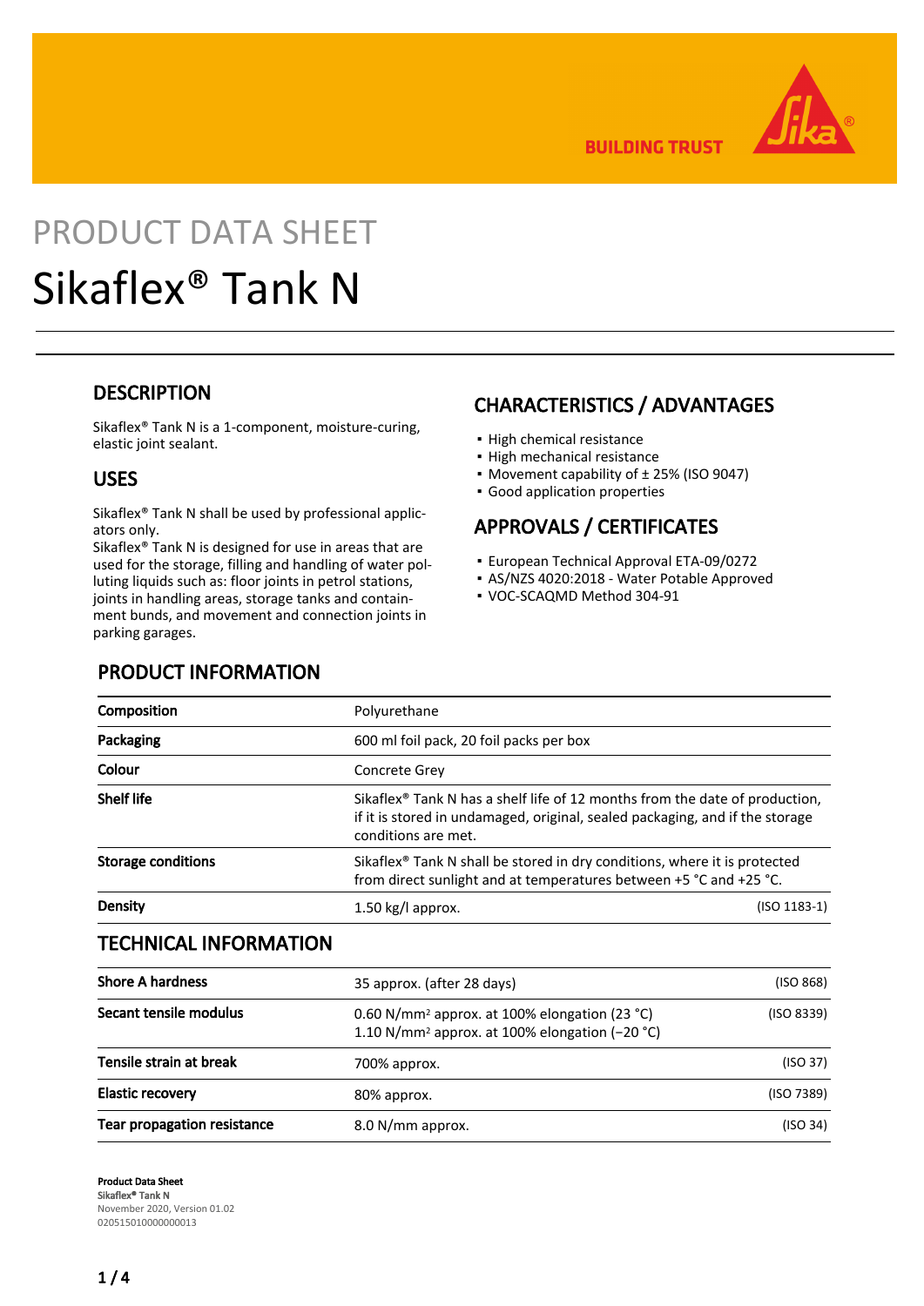# PRODUCT DATA SHEET

# Sikaflex® Tank N

## DESCRIPTION

Sikaflex® Tank N is a 1-component, moisture-curing, elastic joint sealant.

## USES

Sikaflex® Tank N shall be used by professional applicators only.
Sikaflex® Tank N is designed for use in areas that are used for the storage, filling and handling of water polluting liquids such as: floor joints in petrol stations, joints in handling areas, storage tanks and containment bunds, and movement and connection joints in parking garages.

## CHARACTERISTICS / ADVANTAGES

- High chemical resistance
- High mechanical resistance
- Movement capability of ± 25% (ISO 9047)
- Good application properties

## APPROVALS / CERTIFICATES

- European Technical Approval ETA-09/0272
- AS/NZS 4020:2018 - Water Potable Approved
- VOC-SCAQMD Method 304-91

## PRODUCT INFORMATION

| | | |
|---|---|---|
| **Composition** | Polyurethane | |
| **Packaging** | 600 ml foil pack, 20 foil packs per box | |
| **Colour** | Concrete Grey | |
| **Shelf life** | Sikaflex® Tank N has a shelf life of 12 months from the date of production, if it is stored in undamaged, original, sealed packaging, and if the storage conditions are met. | |
| **Storage conditions** | Sikaflex® Tank N shall be stored in dry conditions, where it is protected from direct sunlight and at temperatures between +5 °C and +25 °C. | |
| **Density** | 1.50 kg/l approx. | (ISO 1183-1) |

## TECHNICAL INFORMATION

| | | |
|---|---|---|
| **Shore A hardness** | 35 approx. (after 28 days) | (ISO 868) |
| **Secant tensile modulus** | 0.60 N/mm² approx. at 100% elongation (23 °C)<br>1.10 N/mm² approx. at 100% elongation (−20 °C) | (ISO 8339) |
| **Tensile strain at break** | 700% approx. | (ISO 37) |
| **Elastic recovery** | 80% approx. | (ISO 7389) |
| **Tear propagation resistance** | 8.0 N/mm approx. | (ISO 34) |

**Product Data Sheet**
**Sikaflex® Tank N**
November 2020, Version 01.02
020515010000000013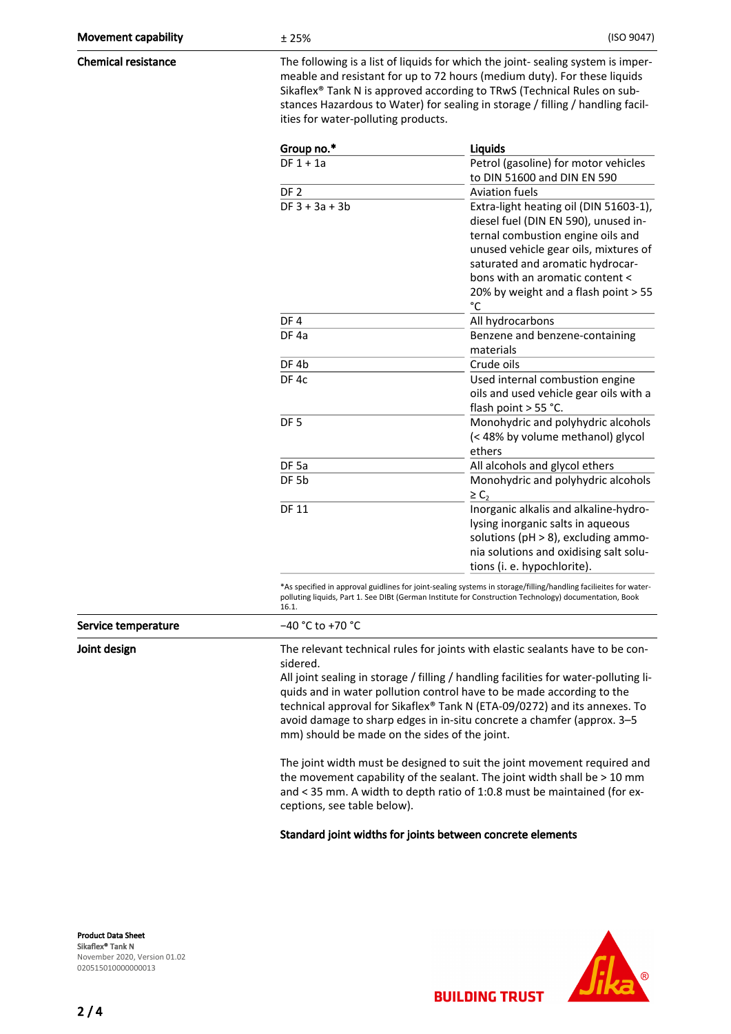| | | |
|---|---|---|
| **Movement capability** | ± 25% | (ISO 9047) |

**Chemical resistance**

The following is a list of liquids for which the joint- sealing system is impermeable and resistant for up to 72 hours (medium duty). For these liquids Sikaflex® Tank N is approved according to TRwS (Technical Rules on substances Hazardous to Water) for sealing in storage / filling / handling facilities for water-polluting products.

| Group no.* | Liquids |
|---|---|
| DF 1 + 1a | Petrol (gasoline) for motor vehicles to DIN 51600 and DIN EN 590 |
| DF 2 | Aviation fuels |
| DF 3 + 3a + 3b | Extra-light heating oil (DIN 51603-1), diesel fuel (DIN EN 590), unused internal combustion engine oils and unused vehicle gear oils, mixtures of saturated and aromatic hydrocarbons with an aromatic content < 20% by weight and a flash point > 55 °C |
| DF 4 | All hydrocarbons |
| DF 4a | Benzene and benzene-containing materials |
| DF 4b | Crude oils |
| DF 4c | Used internal combustion engine oils and used vehicle gear oils with a flash point > 55 °C. |
| DF 5 | Monohydric and polyhydric alcohols (< 48% by volume methanol) glycol ethers |
| DF 5a | All alcohols and glycol ethers |
| DF 5b | Monohydric and polyhydric alcohols ≥ $C_2$ |
| DF 11 | Inorganic alkalis and alkaline-hydrolysing inorganic salts in aqueous solutions (pH > 8), excluding ammonia solutions and oxidising salt solutions (i. e. hypochlorite). |

*As specified in approval guidlines for joint-sealing systems in storage/filling/handling facilieites for water-polluting liquids, Part 1. See DIBt (German Institute for Construction Technology) documentation, Book 16.1.

**Service temperature**

−40 °C to +70 °C

**Joint design**

The relevant technical rules for joints with elastic sealants have to be considered.
All joint sealing in storage / filling / handling facilities for water-polluting liquids and in water pollution control have to be made according to the technical approval for Sikaflex® Tank N (ETA-09/0272) and its annexes. To avoid damage to sharp edges in in-situ concrete a chamfer (approx. 3–5 mm) should be made on the sides of the joint.

The joint width must be designed to suit the joint movement required and the movement capability of the sealant. The joint width shall be > 10 mm and < 35 mm. A width to depth ratio of 1:0.8 must be maintained (for exceptions, see table below).

**Standard joint widths for joints between concrete elements**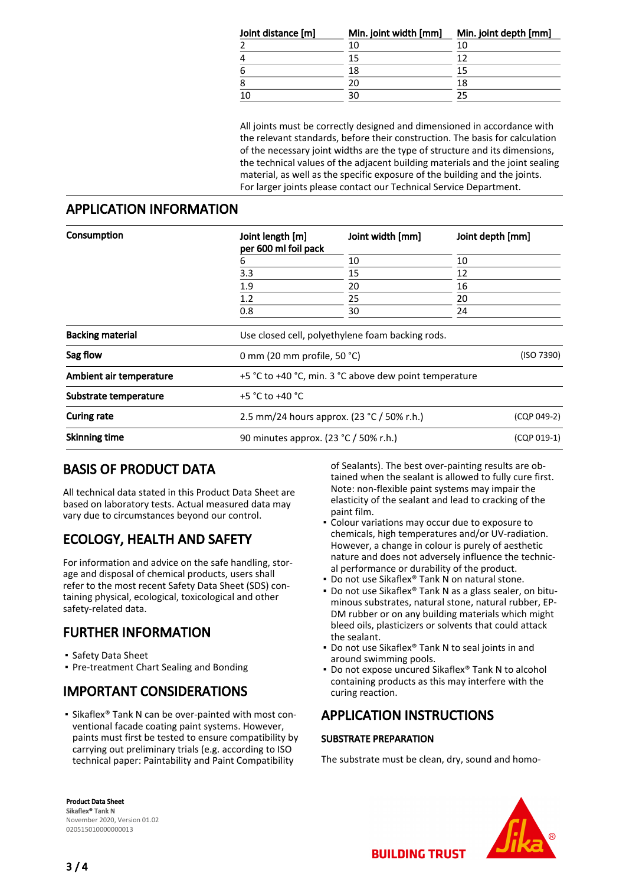| Joint distance [m] | Min. joint width [mm] | Min. joint depth [mm] |
|---|---|---|
| 2 | 10 | 10 |
| 4 | 15 | 12 |
| 6 | 18 | 15 |
| 8 | 20 | 18 |
| 10 | 30 | 25 |

All joints must be correctly designed and dimensioned in accordance with the relevant standards, before their construction. The basis for calculation of the necessary joint widths are the type of structure and its dimensions, the technical values of the adjacent building materials and the joint sealing material, as well as the specific exposure of the building and the joints. For larger joints please contact our Technical Service Department.

## APPLICATION INFORMATION

**Consumption**

| Joint length [m] per 600 ml foil pack | Joint width [mm] | Joint depth [mm] |
|---|---|---|
| 6 | 10 | 10 |
| 3.3 | 15 | 12 |
| 1.9 | 20 | 16 |
| 1.2 | 25 | 20 |
| 0.8 | 30 | 24 |

| | | |
|---|---|---|
| **Backing material** | Use closed cell, polyethylene foam backing rods. | |
| **Sag flow** | 0 mm (20 mm profile, 50 °C) | (ISO 7390) |
| **Ambient air temperature** | +5 °C to +40 °C, min. 3 °C above dew point temperature | |
| **Substrate temperature** | +5 °C to +40 °C | |
| **Curing rate** | 2.5 mm/24 hours approx. (23 °C / 50% r.h.) | (CQP 049-2) |
| **Skinning time** | 90 minutes approx. (23 °C / 50% r.h.) | (CQP 019-1) |

## BASIS OF PRODUCT DATA

All technical data stated in this Product Data Sheet are based on laboratory tests. Actual measured data may vary due to circumstances beyond our control.

## ECOLOGY, HEALTH AND SAFETY

For information and advice on the safe handling, storage and disposal of chemical products, users shall refer to the most recent Safety Data Sheet (SDS) containing physical, ecological, toxicological and other safety-related data.

## FURTHER INFORMATION

- Safety Data Sheet
- Pre-treatment Chart Sealing and Bonding

## IMPORTANT CONSIDERATIONS

- Sikaflex® Tank N can be over-painted with most conventional facade coating paint systems. However, paints must first be tested to ensure compatibility by carrying out preliminary trials (e.g. according to ISO technical paper: Paintability and Paint Compatibility of Sealants). The best over-painting results are obtained when the sealant is allowed to fully cure first. Note: non-flexible paint systems may impair the elasticity of the sealant and lead to cracking of the paint film.
- Colour variations may occur due to exposure to chemicals, high temperatures and/or UV-radiation. However, a change in colour is purely of aesthetic nature and does not adversely influence the technical performance or durability of the product.
- Do not use Sikaflex® Tank N on natural stone.
- Do not use Sikaflex® Tank N as a glass sealer, on bituminous substrates, natural stone, natural rubber, EPDM rubber or on any building materials which might bleed oils, plasticizers or solvents that could attack the sealant.
- Do not use Sikaflex® Tank N to seal joints in and around swimming pools.
- Do not expose uncured Sikaflex® Tank N to alcohol containing products as this may interfere with the curing reaction.

## APPLICATION INSTRUCTIONS

### SUBSTRATE PREPARATION

The substrate must be clean, dry, sound and homo-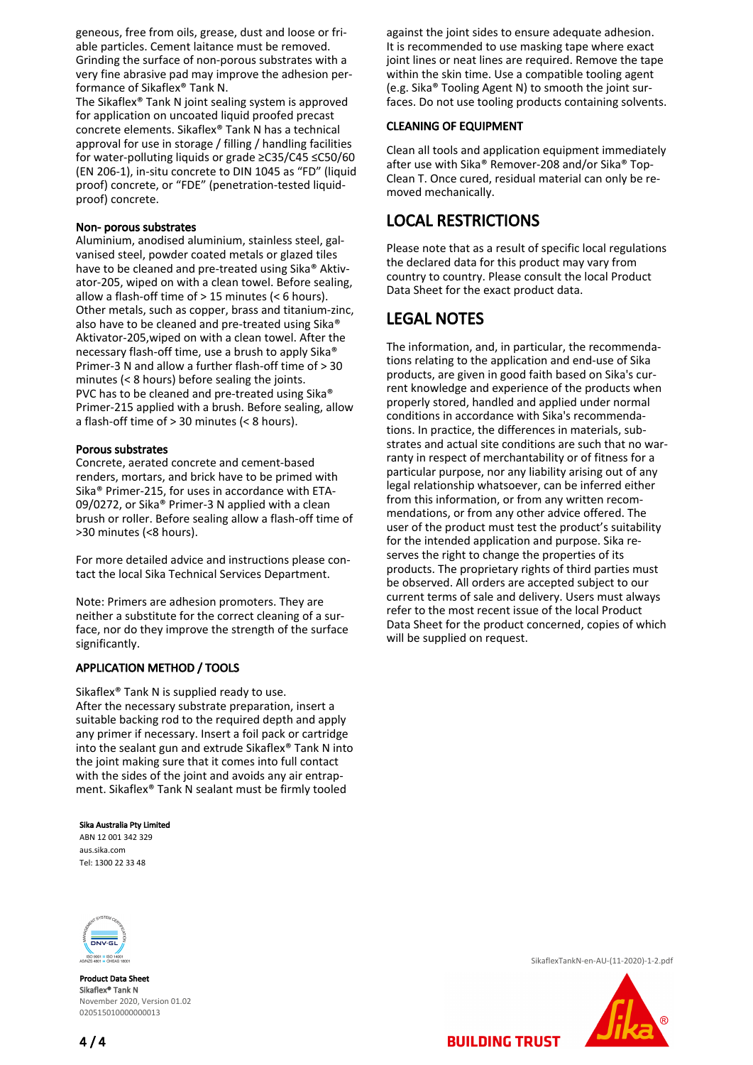geneous, free from oils, grease, dust and loose or friable particles. Cement laitance must be removed. Grinding the surface of non-porous substrates with a very fine abrasive pad may improve the adhesion performance of Sikaflex® Tank N.
The Sikaflex® Tank N joint sealing system is approved for application on uncoated liquid proofed precast concrete elements. Sikaflex® Tank N has a technical approval for use in storage / filling / handling facilities for water-polluting liquids or grade ≥C35/C45 ≤C50/60 (EN 206-1), in-situ concrete to DIN 1045 as "FD" (liquid proof) concrete, or "FDE" (penetration-tested liquid-proof) concrete.

**Non- porous substrates**
Aluminium, anodised aluminium, stainless steel, galvanised steel, powder coated metals or glazed tiles have to be cleaned and pre-treated using Sika® Aktivator-205, wiped on with a clean towel. Before sealing, allow a flash-off time of > 15 minutes (< 6 hours).
Other metals, such as copper, brass and titanium-zinc, also have to be cleaned and pre-treated using Sika® Aktivator-205,wiped on with a clean towel. After the necessary flash-off time, use a brush to apply Sika® Primer-3 N and allow a further flash-off time of > 30 minutes (< 8 hours) before sealing the joints.
PVC has to be cleaned and pre-treated using Sika® Primer-215 applied with a brush. Before sealing, allow a flash-off time of > 30 minutes (< 8 hours).

**Porous substrates**
Concrete, aerated concrete and cement-based renders, mortars, and brick have to be primed with Sika® Primer-215, for uses in accordance with ETA-09/0272, or Sika® Primer-3 N applied with a clean brush or roller. Before sealing allow a flash-off time of >30 minutes (<8 hours).

For more detailed advice and instructions please contact the local Sika Technical Services Department.

Note: Primers are adhesion promoters. They are neither a substitute for the correct cleaning of a surface, nor do they improve the strength of the surface significantly.

### APPLICATION METHOD / TOOLS

Sikaflex® Tank N is supplied ready to use.
After the necessary substrate preparation, insert a suitable backing rod to the required depth and apply any primer if necessary. Insert a foil pack or cartridge into the sealant gun and extrude Sikaflex® Tank N into the joint making sure that it comes into full contact with the sides of the joint and avoids any air entrapment. Sikaflex® Tank N sealant must be firmly tooled against the joint sides to ensure adequate adhesion.
It is recommended to use masking tape where exact joint lines or neat lines are required. Remove the tape within the skin time. Use a compatible tooling agent (e.g. Sika® Tooling Agent N) to smooth the joint surfaces. Do not use tooling products containing solvents.

### CLEANING OF EQUIPMENT

Clean all tools and application equipment immediately after use with Sika® Remover-208 and/or Sika® Top-Clean T. Once cured, residual material can only be removed mechanically.

## LOCAL RESTRICTIONS

Please note that as a result of specific local regulations the declared data for this product may vary from country to country. Please consult the local Product Data Sheet for the exact product data.

## LEGAL NOTES

The information, and, in particular, the recommendations relating to the application and end-use of Sika products, are given in good faith based on Sika's current knowledge and experience of the products when properly stored, handled and applied under normal conditions in accordance with Sika's recommendations. In practice, the differences in materials, substrates and actual site conditions are such that no warranty in respect of merchantability or of fitness for a particular purpose, nor any liability arising out of any legal relationship whatsoever, can be inferred either from this information, or from any written recommendations, or from any other advice offered. The user of the product must test the product's suitability for the intended application and purpose. Sika reserves the right to change the properties of its products. The proprietary rights of third parties must be observed. All orders are accepted subject to our current terms of sale and delivery. Users must always refer to the most recent issue of the local Product Data Sheet for the product concerned, copies of which will be supplied on request.

**Sika Australia Pty Limited**
ABN 12 001 342 329
aus.sika.com
Tel: 1300 22 33 48

**Product Data Sheet**
**Sikaflex® Tank N**
November 2020, Version 01.02
020515010000000013

SikaflexTankN-en-AU-(11-2020)-1-2.pdf

BUILDING TRUST